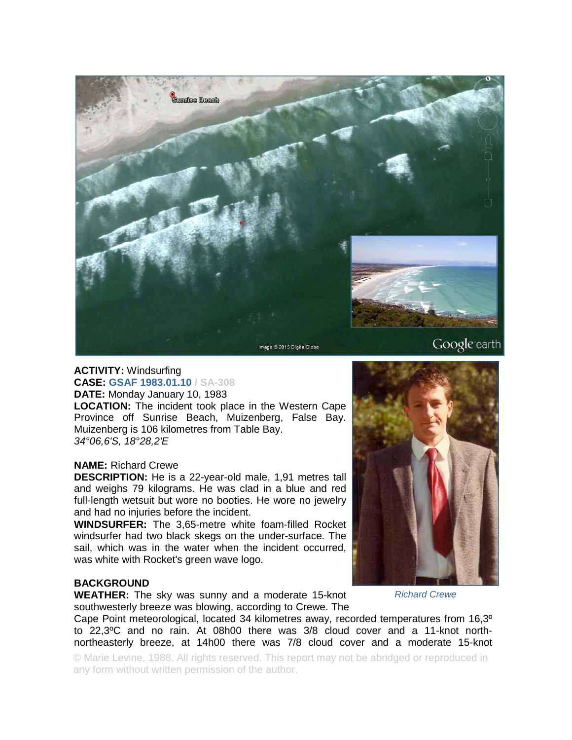**ACTIVITY:** Windsurfing
**CASE:** GSAF 1983.01.10 / SA-308
**DATE:** Monday January 10, 1983
**LOCATION:** The incident took place in the Western Cape Province off Sunrise Beach, Muizenberg, False Bay. Muizenberg is 106 kilometres from Table Bay.
*34°06,6'S, 18°28,2'E*

**NAME:** Richard Crewe
**DESCRIPTION:** He is a 22-year-old male, 1,91 metres tall and weighs 79 kilograms. He was clad in a blue and red full-length wetsuit but wore no booties. He wore no jewelry and had no injuries before the incident.
**WINDSURFER:** The 3,65-metre white foam-filled Rocket windsurfer had two black skegs on the under-surface. The sail, which was in the water when the incident occurred, was white with Rocket's green wave logo.

*Richard Crewe*

**BACKGROUND**
**WEATHER:** The sky was sunny and a moderate 15-knot southwesterly breeze was blowing, according to Crewe. The Cape Point meteorological, located 34 kilometres away, recorded temperatures from 16,3ºC to 22,3ºC and no rain. At 08h00 there was 3/8 cloud cover and a 11-knot north-northeasterly breeze, at 14h00 there was 7/8 cloud cover and a moderate 15-knot

© Marie Levine, 1988. All rights reserved. This report may not be abridged or reproduced in any form without written permission of the author.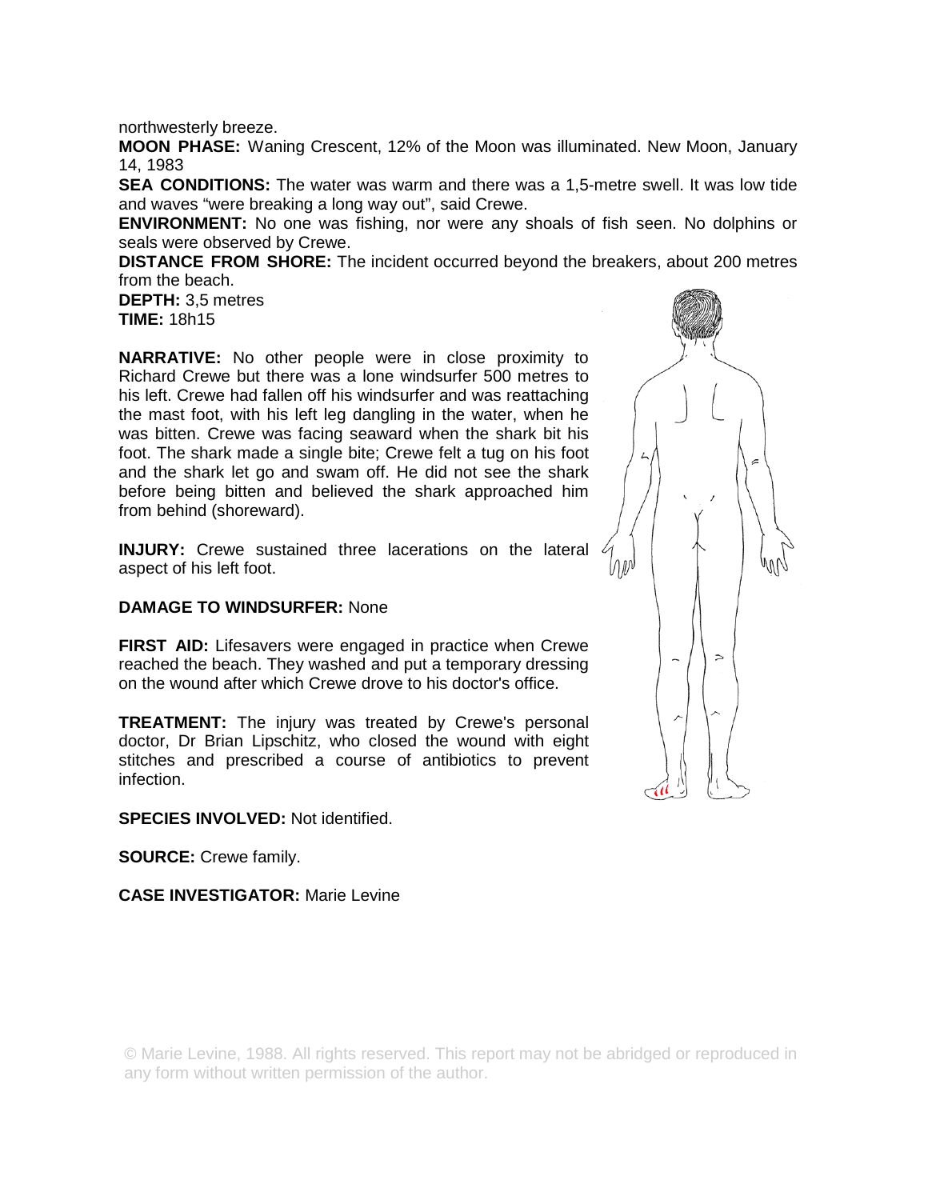northwesterly breeze.

**MOON PHASE:** Waning Crescent, 12% of the Moon was illuminated. New Moon, January 14, 1983

**SEA CONDITIONS:** The water was warm and there was a 1,5-metre swell. It was low tide and waves "were breaking a long way out", said Crewe.

**ENVIRONMENT:** No one was fishing, nor were any shoals of fish seen. No dolphins or seals were observed by Crewe.

**DISTANCE FROM SHORE:** The incident occurred beyond the breakers, about 200 metres from the beach.

**DEPTH:** 3,5 metres

**TIME:** 18h15

**NARRATIVE:** No other people were in close proximity to Richard Crewe but there was a lone windsurfer 500 metres to his left. Crewe had fallen off his windsurfer and was reattaching the mast foot, with his left leg dangling in the water, when he was bitten. Crewe was facing seaward when the shark bit his foot. The shark made a single bite; Crewe felt a tug on his foot and the shark let go and swam off. He did not see the shark before being bitten and believed the shark approached him from behind (shoreward).

**INJURY:** Crewe sustained three lacerations on the lateral aspect of his left foot.

**DAMAGE TO WINDSURFER:** None

**FIRST AID:** Lifesavers were engaged in practice when Crewe reached the beach. They washed and put a temporary dressing on the wound after which Crewe drove to his doctor's office.

**TREATMENT:** The injury was treated by Crewe's personal doctor, Dr Brian Lipschitz, who closed the wound with eight stitches and prescribed a course of antibiotics to prevent infection.

**SPECIES INVOLVED:** Not identified.

**SOURCE:** Crewe family.

**CASE INVESTIGATOR:** Marie Levine

© Marie Levine, 1988. All rights reserved. This report may not be abridged or reproduced in any form without written permission of the author.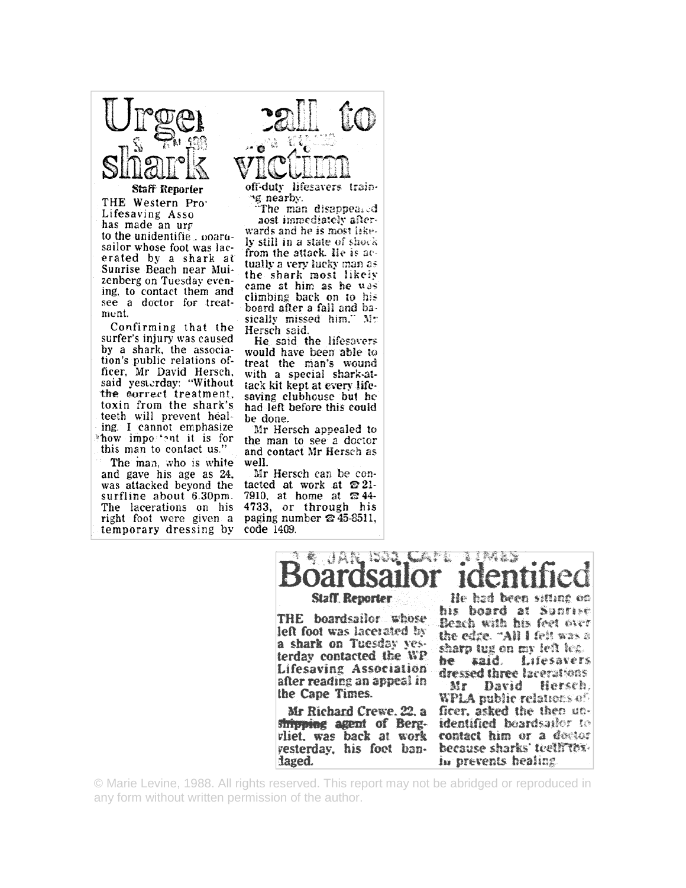# Urgent call to shark victim

**Staff Reporter**

THE Western Province Lifesaving Association has made an urgent call to the unidentified boardsailor whose foot was lacerated by a shark at Sunrise Beach near Muizenberg on Tuesday evening, to contact them and see a doctor for treatment.

Confirming that the surfer's injury was caused by a shark, the association's public relations officer, Mr David Hersch, said yesterday: "Without the correct treatment, toxin from the shark's teeth will prevent healing. I cannot emphasize how important it is for this man to contact us."

The man, who is white and gave his age as 24, was attacked beyond the surfline about 6.30pm. The lacerations on his right foot were given a temporary dressing by off-duty lifesavers training nearby.

"The man disappeared almost immediately afterwards and he is most likely still in a state of shock from the attack. He is actually a very lucky man as the shark most likely came at him as he was climbing back on to his board after a fall and basically missed him," Mr Hersch said.

He said the lifesavers would have been able to treat the man's wound with a special shark-attack kit kept at every lifesaving clubhouse but he had left before this could be done.

Mr Hersch appealed to the man to see a doctor and contact Mr Hersch as well.

Mr Hersch can be contacted at work at ☎ 21-7910, at home at ☎ 44-4733, or through his paging number ☎ 45-8511, code 1409.

---

14 JAN 1988 CAPE TIMES

# Boardsailor identified

**Staff Reporter**

THE boardsailor whose left foot was lacerated by a shark on Tuesday yesterday contacted the WP Lifesaving Association after reading an appeal in the Cape Times.

Mr Richard Crewe, 22, a shipping agent of Bergvliet, was back at work yesterday, his foot bandaged.

He had been sitting on his board at Sunrise Beach with his feet over the edge. "All I felt was a sharp tug on my left leg," he said. Lifesavers dressed three lacerations.

Mr David Hersch, WPLA public relations officer, asked the then unidentified boardsailor to contact him or a doctor because sharks' teeth toxin prevents healing.

© Marie Levine, 1988. All rights reserved. This report may not be abridged or reproduced in any form without written permission of the author.